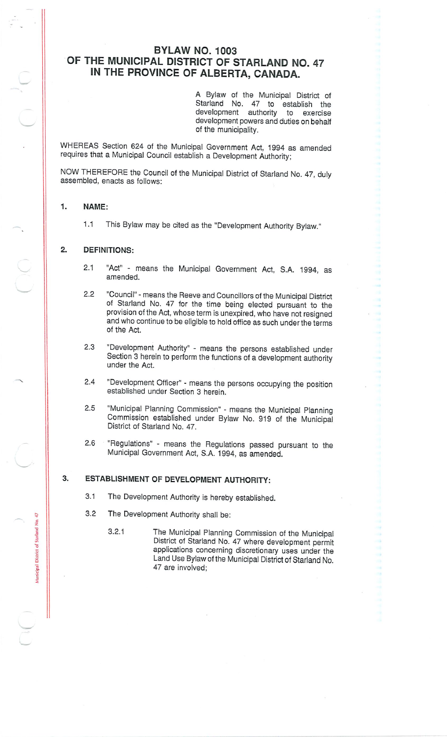# BYLAW NO. 1003
# OF THE MUNICIPAL DISTRICT OF STARLAND NO. 47
# IN THE PROVINCE OF ALBERTA, CANADA.

A Bylaw of the Municipal District of Starland No. 47 to establish the development authority to exercise development powers and duties on behalf of the municipality.

WHEREAS Section 624 of the Municipal Government Act, 1994 as amended requires that a Municipal Council establish a Development Authority;

NOW THEREFORE the Council of the Municipal District of Starland No. 47, duly assembled, enacts as follows:

## 1. NAME:

1.1 This Bylaw may be cited as the "Development Authority Bylaw."

## 2. DEFINITIONS:

2.1 "Act" - means the Municipal Government Act, S.A. 1994, as amended.

2.2 "Council" - means the Reeve and Councillors of the Municipal District of Starland No. 47 for the time being elected pursuant to the provision of the Act, whose term is unexpired, who have not resigned and who continue to be eligible to hold office as such under the terms of the Act.

2.3 "Development Authority" - means the persons established under Section 3 herein to perform the functions of a development authority under the Act.

2.4 "Development Officer" - means the persons occupying the position established under Section 3 herein.

2.5 "Municipal Planning Commission" - means the Municipal Planning Commission established under Bylaw No. 919 of the Municipal District of Starland No. 47.

2.6 "Regulations" - means the Regulations passed pursuant to the Municipal Government Act, S.A. 1994, as amended.

## 3. ESTABLISHMENT OF DEVELOPMENT AUTHORITY:

3.1 The Development Authority is hereby established.

3.2 The Development Authority shall be:

3.2.1 The Municipal Planning Commission of the Municipal District of Starland No. 47 where development permit applications concerning discretionary uses under the Land Use Bylaw of the Municipal District of Starland No. 47 are involved;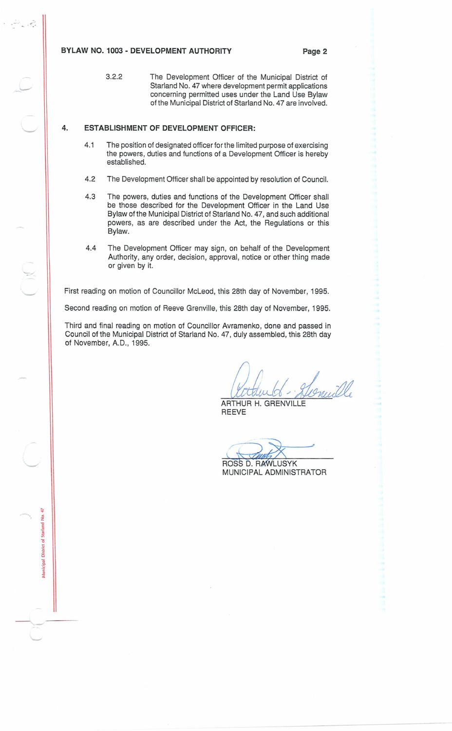3.2.2 The Development Officer of the Municipal District of Starland No. 47 where development permit applications concerning permitted uses under the Land Use Bylaw of the Municipal District of Starland No. 47 are involved.

## 4. ESTABLISHMENT OF DEVELOPMENT OFFICER:

4.1 The position of designated officer for the limited purpose of exercising the powers, duties and functions of a Development Officer is hereby established.

4.2 The Development Officer shall be appointed by resolution of Council.

4.3 The powers, duties and functions of the Development Officer shall be those described for the Development Officer in the Land Use Bylaw of the Municipal District of Starland No. 47, and such additional powers, as are described under the Act, the Regulations or this Bylaw.

4.4 The Development Officer may sign, on behalf of the Development Authority, any order, decision, approval, notice or other thing made or given by it.

First reading on motion of Councillor McLeod, this 28th day of November, 1995.

Second reading on motion of Reeve Grenville, this 28th day of November, 1995.

Third and final reading on motion of Councillor Avramenko, done and passed in Council of the Municipal District of Starland No. 47, duly assembled, this 28th day of November, A.D., 1995.

ARTHUR H. GRENVILLE
REEVE

ROSS D. RAWLUSYK
MUNICIPAL ADMINISTRATOR